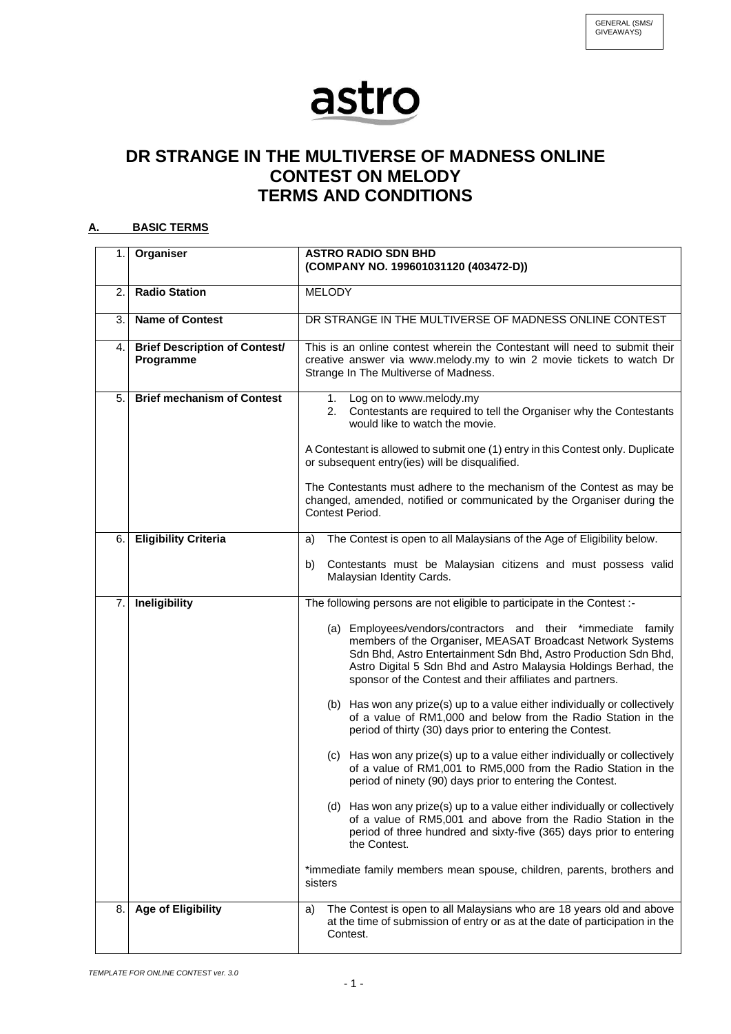GENERAL (SMS/ GIVEAWAYS)

astro

# DR STRANGE IN THE MULTIVERSE OF MADNESS ONLINE CONTEST ON MELODY TERMS AND CONDITIONS

## A. BASIC TERMS

| | | |
|---|---|---|
| 1. | **Organiser** | **ASTRO RADIO SDN BHD (COMPANY NO. 199601031120 (403472-D))** |
| 2. | **Radio Station** | MELODY |
| 3. | **Name of Contest** | DR STRANGE IN THE MULTIVERSE OF MADNESS ONLINE CONTEST |
| 4. | **Brief Description of Contest/ Programme** | This is an online contest wherein the Contestant will need to submit their creative answer via www.melody.my to win 2 movie tickets to watch Dr Strange In The Multiverse of Madness. |
| 5. | **Brief mechanism of Contest** | 1. Log on to www.melody.my<br>2. Contestants are required to tell the Organiser why the Contestants would like to watch the movie.<br><br>A Contestant is allowed to submit one (1) entry in this Contest only. Duplicate or subsequent entry(ies) will be disqualified.<br><br>The Contestants must adhere to the mechanism of the Contest as may be changed, amended, notified or communicated by the Organiser during the Contest Period. |
| 6. | **Eligibility Criteria** | a) The Contest is open to all Malaysians of the Age of Eligibility below.<br><br>b) Contestants must be Malaysian citizens and must possess valid Malaysian Identity Cards. |
| 7. | **Ineligibility** | The following persons are not eligible to participate in the Contest :-<br><br>(a) Employees/vendors/contractors and their *immediate family members of the Organiser, MEASAT Broadcast Network Systems Sdn Bhd, Astro Entertainment Sdn Bhd, Astro Production Sdn Bhd, Astro Digital 5 Sdn Bhd and Astro Malaysia Holdings Berhad, the sponsor of the Contest and their affiliates and partners.<br><br>(b) Has won any prize(s) up to a value either individually or collectively of a value of RM1,000 and below from the Radio Station in the period of thirty (30) days prior to entering the Contest.<br><br>(c) Has won any prize(s) up to a value either individually or collectively of a value of RM1,001 to RM5,000 from the Radio Station in the period of ninety (90) days prior to entering the Contest.<br><br>(d) Has won any prize(s) up to a value either individually or collectively of a value of RM5,001 and above from the Radio Station in the period of three hundred and sixty-five (365) days prior to entering the Contest.<br><br>*immediate family members mean spouse, children, parents, brothers and sisters |
| 8. | **Age of Eligibility** | a) The Contest is open to all Malaysians who are 18 years old and above at the time of submission of entry or as at the date of participation in the Contest. |

*TEMPLATE FOR ONLINE CONTEST ver. 3.0*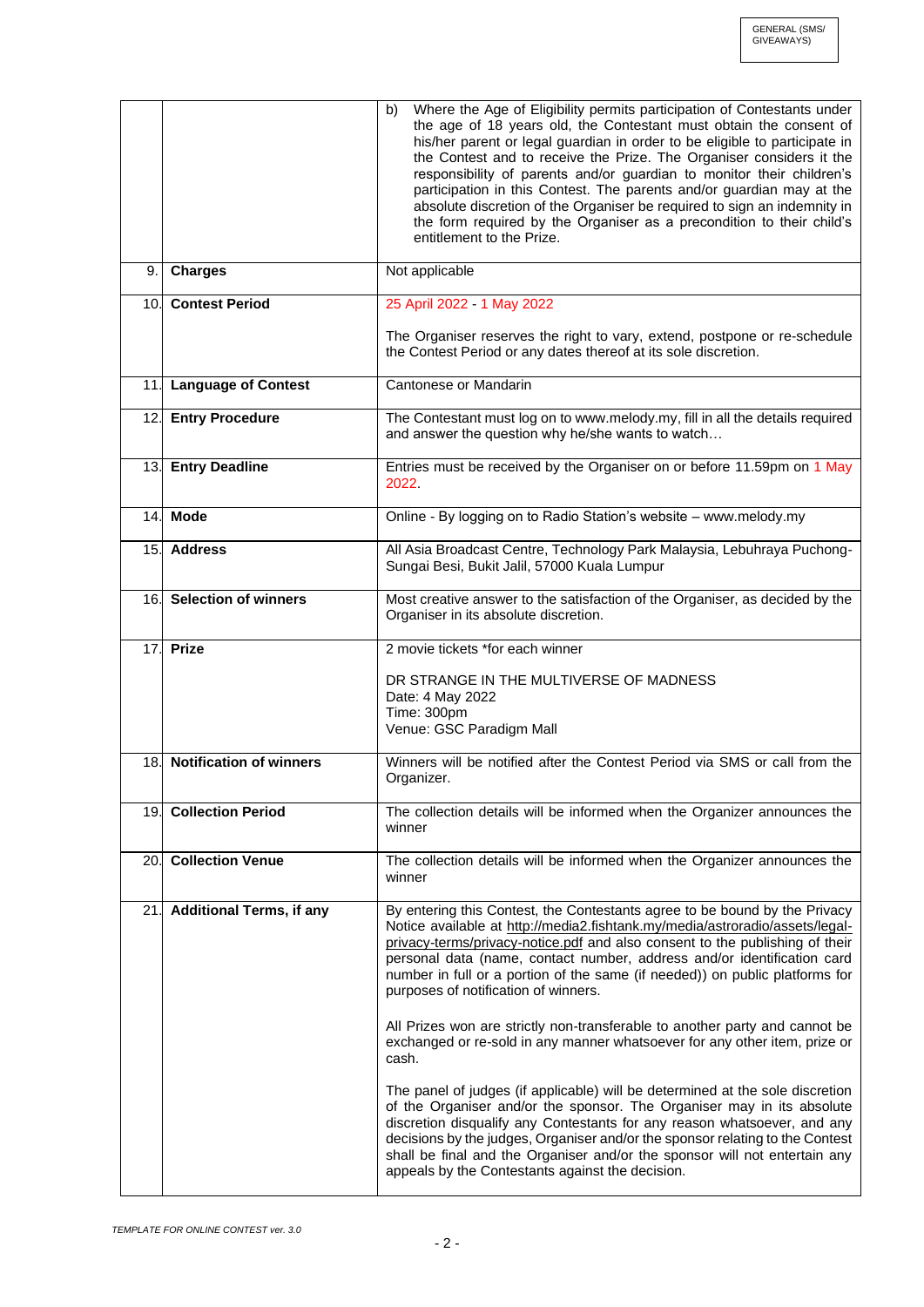| | | |
|---|---|---|
| | | b) Where the Age of Eligibility permits participation of Contestants under the age of 18 years old, the Contestant must obtain the consent of his/her parent or legal guardian in order to be eligible to participate in the Contest and to receive the Prize. The Organiser considers it the responsibility of parents and/or guardian to monitor their children's participation in this Contest. The parents and/or guardian may at the absolute discretion of the Organiser be required to sign an indemnity in the form required by the Organiser as a precondition to their child's entitlement to the Prize. |
| 9. | **Charges** | Not applicable |
| 10. | **Contest Period** | 25 April 2022 - 1 May 2022<br><br>The Organiser reserves the right to vary, extend, postpone or re-schedule the Contest Period or any dates thereof at its sole discretion. |
| 11. | **Language of Contest** | Cantonese or Mandarin |
| 12. | **Entry Procedure** | The Contestant must log on to www.melody.my, fill in all the details required and answer the question why he/she wants to watch… |
| 13. | **Entry Deadline** | Entries must be received by the Organiser on or before 11.59pm on 1 May 2022. |
| 14. | **Mode** | Online - By logging on to Radio Station's website – www.melody.my |
| 15. | **Address** | All Asia Broadcast Centre, Technology Park Malaysia, Lebuhraya Puchong-Sungai Besi, Bukit Jalil, 57000 Kuala Lumpur |
| 16. | **Selection of winners** | Most creative answer to the satisfaction of the Organiser, as decided by the Organiser in its absolute discretion. |
| 17. | **Prize** | 2 movie tickets *for each winner<br><br>DR STRANGE IN THE MULTIVERSE OF MADNESS<br>Date: 4 May 2022<br>Time: 300pm<br>Venue: GSC Paradigm Mall |
| 18. | **Notification of winners** | Winners will be notified after the Contest Period via SMS or call from the Organizer. |
| 19. | **Collection Period** | The collection details will be informed when the Organizer announces the winner |
| 20. | **Collection Venue** | The collection details will be informed when the Organizer announces the winner |
| 21. | **Additional Terms, if any** | By entering this Contest, the Contestants agree to be bound by the Privacy Notice available at http://media2.fishtank.my/media/astroradio/assets/legal-privacy-terms/privacy-notice.pdf and also consent to the publishing of their personal data (name, contact number, address and/or identification card number in full or a portion of the same (if needed)) on public platforms for purposes of notification of winners.<br><br>All Prizes won are strictly non-transferable to another party and cannot be exchanged or re-sold in any manner whatsoever for any other item, prize or cash.<br><br>The panel of judges (if applicable) will be determined at the sole discretion of the Organiser and/or the sponsor. The Organiser may in its absolute discretion disqualify any Contestants for any reason whatsoever, and any decisions by the judges, Organiser and/or the sponsor relating to the Contest shall be final and the Organiser and/or the sponsor will not entertain any appeals by the Contestants against the decision. |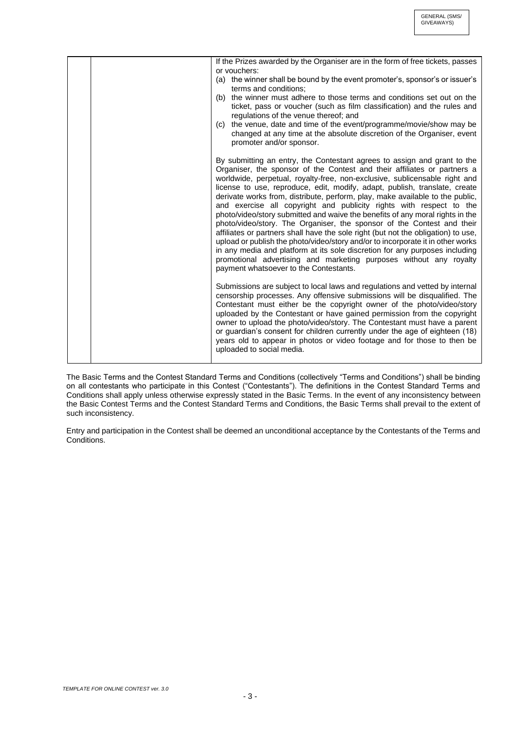| | | |
|---|---|---|
| | | If the Prizes awarded by the Organiser are in the form of free tickets, passes or vouchers:<br>(a) the winner shall be bound by the event promoter's, sponsor's or issuer's terms and conditions;<br>(b) the winner must adhere to those terms and conditions set out on the ticket, pass or voucher (such as film classification) and the rules and regulations of the venue thereof; and<br>(c) the venue, date and time of the event/programme/movie/show may be changed at any time at the absolute discretion of the Organiser, event promoter and/or sponsor.<br><br>By submitting an entry, the Contestant agrees to assign and grant to the Organiser, the sponsor of the Contest and their affiliates or partners a worldwide, perpetual, royalty-free, non-exclusive, sublicensable right and license to use, reproduce, edit, modify, adapt, publish, translate, create derivate works from, distribute, perform, play, make available to the public, and exercise all copyright and publicity rights with respect to the photo/video/story submitted and waive the benefits of any moral rights in the photo/video/story. The Organiser, the sponsor of the Contest and their affiliates or partners shall have the sole right (but not the obligation) to use, upload or publish the photo/video/story and/or to incorporate it in other works in any media and platform at its sole discretion for any purposes including promotional advertising and marketing purposes without any royalty payment whatsoever to the Contestants.<br><br>Submissions are subject to local laws and regulations and vetted by internal censorship processes. Any offensive submissions will be disqualified. The Contestant must either be the copyright owner of the photo/video/story uploaded by the Contestant or have gained permission from the copyright owner to upload the photo/video/story. The Contestant must have a parent or guardian's consent for children currently under the age of eighteen (18) years old to appear in photos or video footage and for those to then be uploaded to social media. |

The Basic Terms and the Contest Standard Terms and Conditions (collectively "Terms and Conditions") shall be binding on all contestants who participate in this Contest ("Contestants"). The definitions in the Contest Standard Terms and Conditions shall apply unless otherwise expressly stated in the Basic Terms. In the event of any inconsistency between the Basic Contest Terms and the Contest Standard Terms and Conditions, the Basic Terms shall prevail to the extent of such inconsistency.

Entry and participation in the Contest shall be deemed an unconditional acceptance by the Contestants of the Terms and Conditions.